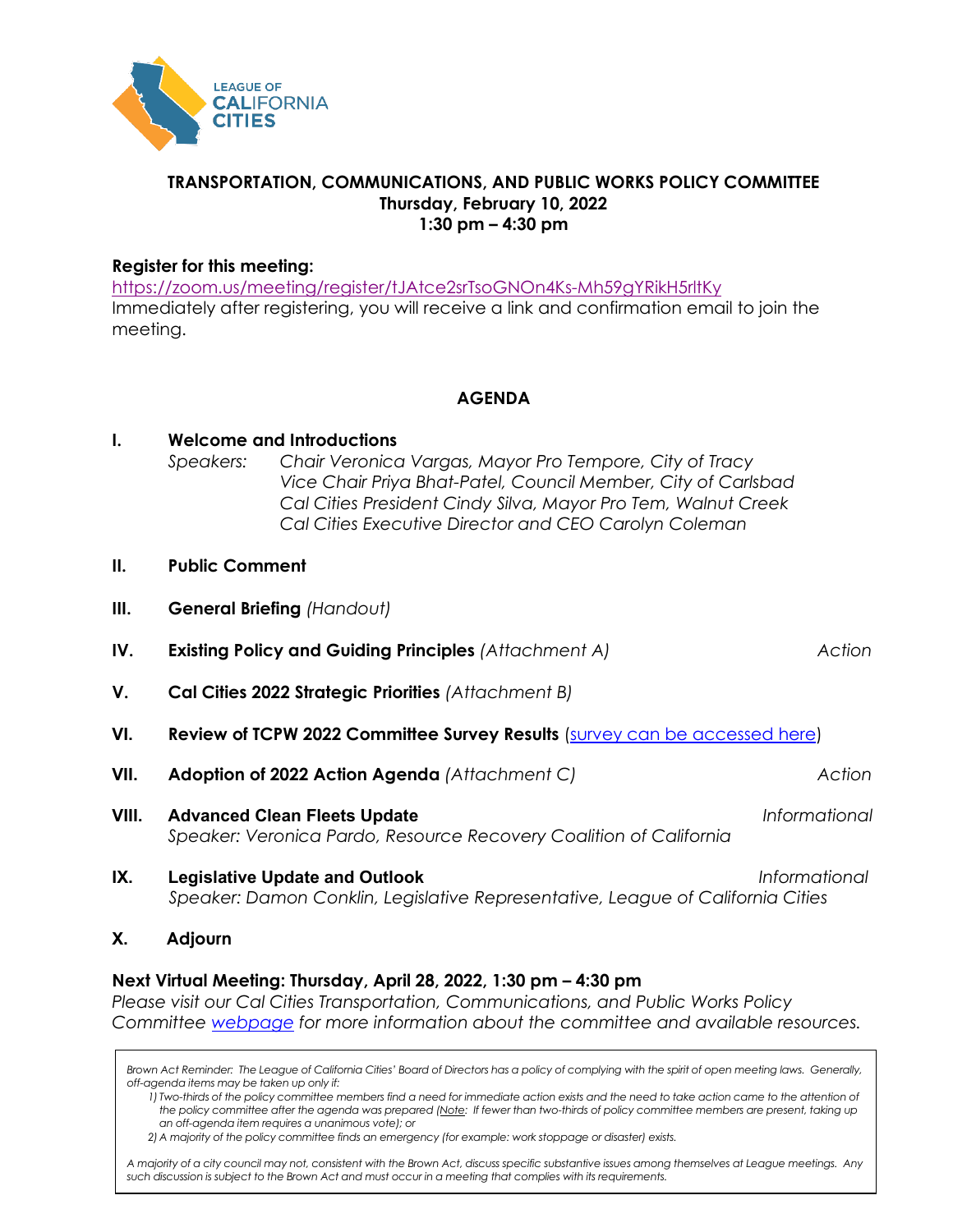LEAGUE OF CALIFORNIA CITIES

**TRANSPORTATION, COMMUNICATIONS, AND PUBLIC WORKS POLICY COMMITTEE**
**Thursday, February 10, 2022**
**1:30 pm – 4:30 pm**

**Register for this meeting:**
https://zoom.us/meeting/register/tJAtce2srTsoGNOn4Ks-Mh59gYRikH5rltKy
Immediately after registering, you will receive a link and confirmation email to join the meeting.

## AGENDA

**I. Welcome and Introductions**
*Speakers:* *Chair Veronica Vargas, Mayor Pro Tempore, City of Tracy*
*Vice Chair Priya Bhat-Patel, Council Member, City of Carlsbad*
*Cal Cities President Cindy Silva, Mayor Pro Tem, Walnut Creek*
*Cal Cities Executive Director and CEO Carolyn Coleman*

**II. Public Comment**

**III. General Briefing** *(Handout)*

**IV. Existing Policy and Guiding Principles** *(Attachment A)* — *Action*

**V. Cal Cities 2022 Strategic Priorities** *(Attachment B)*

**VI. Review of TCPW 2022 Committee Survey Results** (survey can be accessed here)

**VII. Adoption of 2022 Action Agenda** *(Attachment C)* — *Action*

**VIII. Advanced Clean Fleets Update** — *Informational*
*Speaker: Veronica Pardo, Resource Recovery Coalition of California*

**IX. Legislative Update and Outlook** — *Informational*
*Speaker: Damon Conklin, Legislative Representative, League of California Cities*

**X. Adjourn**

**Next Virtual Meeting: Thursday, April 28, 2022, 1:30 pm – 4:30 pm**
*Please visit our Cal Cities Transportation, Communications, and Public Works Policy Committee webpage for more information about the committee and available resources.*

---

*Brown Act Reminder: The League of California Cities' Board of Directors has a policy of complying with the spirit of open meeting laws. Generally, off-agenda items may be taken up only if:*

*1) Two-thirds of the policy committee members find a need for immediate action exists and the need to take action came to the attention of the policy committee after the agenda was prepared (Note: If fewer than two-thirds of policy committee members are present, taking up an off-agenda item requires a unanimous vote); or*

*2) A majority of the policy committee finds an emergency (for example: work stoppage or disaster) exists.*

*A majority of a city council may not, consistent with the Brown Act, discuss specific substantive issues among themselves at League meetings. Any such discussion is subject to the Brown Act and must occur in a meeting that complies with its requirements.*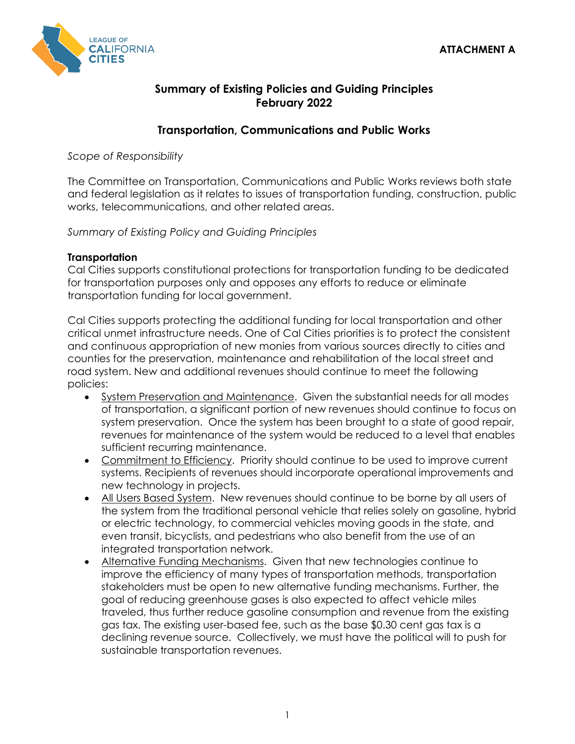ATTACHMENT A

**Summary of Existing Policies and Guiding Principles**
**February 2022**

## Transportation, Communications and Public Works

*Scope of Responsibility*

The Committee on Transportation, Communications and Public Works reviews both state and federal legislation as it relates to issues of transportation funding, construction, public works, telecommunications, and other related areas.

*Summary of Existing Policy and Guiding Principles*

**Transportation**
Cal Cities supports constitutional protections for transportation funding to be dedicated for transportation purposes only and opposes any efforts to reduce or eliminate transportation funding for local government.

Cal Cities supports protecting the additional funding for local transportation and other critical unmet infrastructure needs. One of Cal Cities priorities is to protect the consistent and continuous appropriation of new monies from various sources directly to cities and counties for the preservation, maintenance and rehabilitation of the local street and road system. New and additional revenues should continue to meet the following policies:

- System Preservation and Maintenance. Given the substantial needs for all modes of transportation, a significant portion of new revenues should continue to focus on system preservation. Once the system has been brought to a state of good repair, revenues for maintenance of the system would be reduced to a level that enables sufficient recurring maintenance.
- Commitment to Efficiency. Priority should continue to be used to improve current systems. Recipients of revenues should incorporate operational improvements and new technology in projects.
- All Users Based System. New revenues should continue to be borne by all users of the system from the traditional personal vehicle that relies solely on gasoline, hybrid or electric technology, to commercial vehicles moving goods in the state, and even transit, bicyclists, and pedestrians who also benefit from the use of an integrated transportation network.
- Alternative Funding Mechanisms. Given that new technologies continue to improve the efficiency of many types of transportation methods, transportation stakeholders must be open to new alternative funding mechanisms. Further, the goal of reducing greenhouse gases is also expected to affect vehicle miles traveled, thus further reduce gasoline consumption and revenue from the existing gas tax. The existing user-based fee, such as the base $0.30 cent gas tax is a declining revenue source. Collectively, we must have the political will to push for sustainable transportation revenues.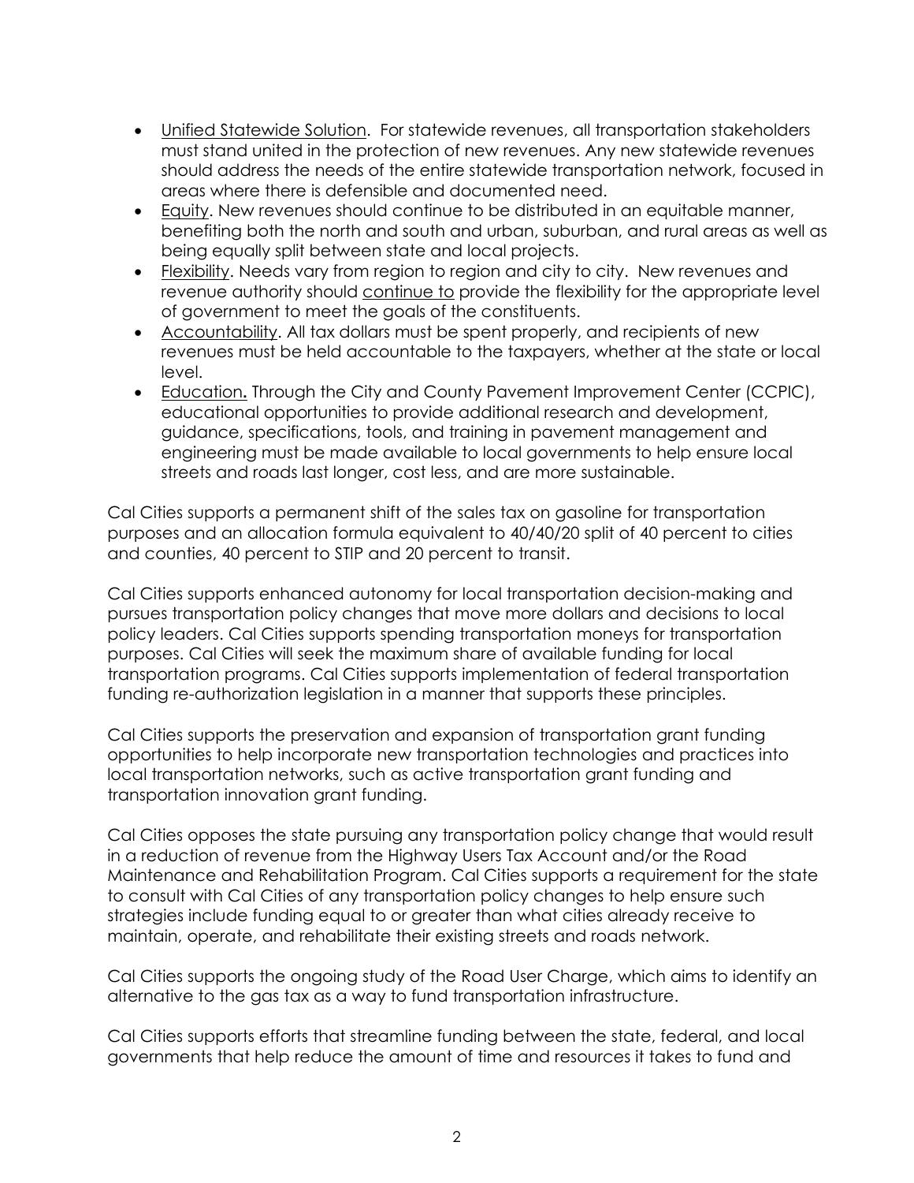- Unified Statewide Solution. For statewide revenues, all transportation stakeholders must stand united in the protection of new revenues. Any new statewide revenues should address the needs of the entire statewide transportation network, focused in areas where there is defensible and documented need.
- Equity. New revenues should continue to be distributed in an equitable manner, benefiting both the north and south and urban, suburban, and rural areas as well as being equally split between state and local projects.
- Flexibility. Needs vary from region to region and city to city. New revenues and revenue authority should continue to provide the flexibility for the appropriate level of government to meet the goals of the constituents.
- Accountability. All tax dollars must be spent properly, and recipients of new revenues must be held accountable to the taxpayers, whether at the state or local level.
- Education**.** Through the City and County Pavement Improvement Center (CCPIC), educational opportunities to provide additional research and development, guidance, specifications, tools, and training in pavement management and engineering must be made available to local governments to help ensure local streets and roads last longer, cost less, and are more sustainable.

Cal Cities supports a permanent shift of the sales tax on gasoline for transportation purposes and an allocation formula equivalent to 40/40/20 split of 40 percent to cities and counties, 40 percent to STIP and 20 percent to transit.

Cal Cities supports enhanced autonomy for local transportation decision-making and pursues transportation policy changes that move more dollars and decisions to local policy leaders. Cal Cities supports spending transportation moneys for transportation purposes. Cal Cities will seek the maximum share of available funding for local transportation programs. Cal Cities supports implementation of federal transportation funding re-authorization legislation in a manner that supports these principles.

Cal Cities supports the preservation and expansion of transportation grant funding opportunities to help incorporate new transportation technologies and practices into local transportation networks, such as active transportation grant funding and transportation innovation grant funding.

Cal Cities opposes the state pursuing any transportation policy change that would result in a reduction of revenue from the Highway Users Tax Account and/or the Road Maintenance and Rehabilitation Program. Cal Cities supports a requirement for the state to consult with Cal Cities of any transportation policy changes to help ensure such strategies include funding equal to or greater than what cities already receive to maintain, operate, and rehabilitate their existing streets and roads network.

Cal Cities supports the ongoing study of the Road User Charge, which aims to identify an alternative to the gas tax as a way to fund transportation infrastructure.

Cal Cities supports efforts that streamline funding between the state, federal, and local governments that help reduce the amount of time and resources it takes to fund and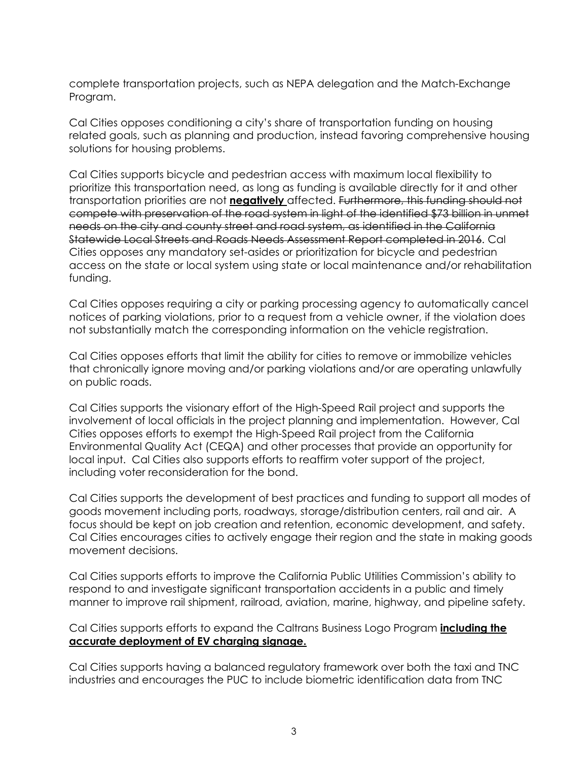complete transportation projects, such as NEPA delegation and the Match-Exchange Program.

Cal Cities opposes conditioning a city's share of transportation funding on housing related goals, such as planning and production, instead favoring comprehensive housing solutions for housing problems.

Cal Cities supports bicycle and pedestrian access with maximum local flexibility to prioritize this transportation need, as long as funding is available directly for it and other transportation priorities are not <u>**negatively**</u> affected. ~~Furthermore, this funding should not compete with preservation of the road system in light of the identified $73 billion in unmet needs on the city and county street and road system, as identified in the California Statewide Local Streets and Roads Needs Assessment Report completed in 2016.~~ Cal Cities opposes any mandatory set-asides or prioritization for bicycle and pedestrian access on the state or local system using state or local maintenance and/or rehabilitation funding.

Cal Cities opposes requiring a city or parking processing agency to automatically cancel notices of parking violations, prior to a request from a vehicle owner, if the violation does not substantially match the corresponding information on the vehicle registration.

Cal Cities opposes efforts that limit the ability for cities to remove or immobilize vehicles that chronically ignore moving and/or parking violations and/or are operating unlawfully on public roads.

Cal Cities supports the visionary effort of the High-Speed Rail project and supports the involvement of local officials in the project planning and implementation. However, Cal Cities opposes efforts to exempt the High-Speed Rail project from the California Environmental Quality Act (CEQA) and other processes that provide an opportunity for local input. Cal Cities also supports efforts to reaffirm voter support of the project, including voter reconsideration for the bond.

Cal Cities supports the development of best practices and funding to support all modes of goods movement including ports, roadways, storage/distribution centers, rail and air. A focus should be kept on job creation and retention, economic development, and safety. Cal Cities encourages cities to actively engage their region and the state in making goods movement decisions.

Cal Cities supports efforts to improve the California Public Utilities Commission's ability to respond to and investigate significant transportation accidents in a public and timely manner to improve rail shipment, railroad, aviation, marine, highway, and pipeline safety.

Cal Cities supports efforts to expand the Caltrans Business Logo Program <u>**including the accurate deployment of EV charging signage.**</u>

Cal Cities supports having a balanced regulatory framework over both the taxi and TNC industries and encourages the PUC to include biometric identification data from TNC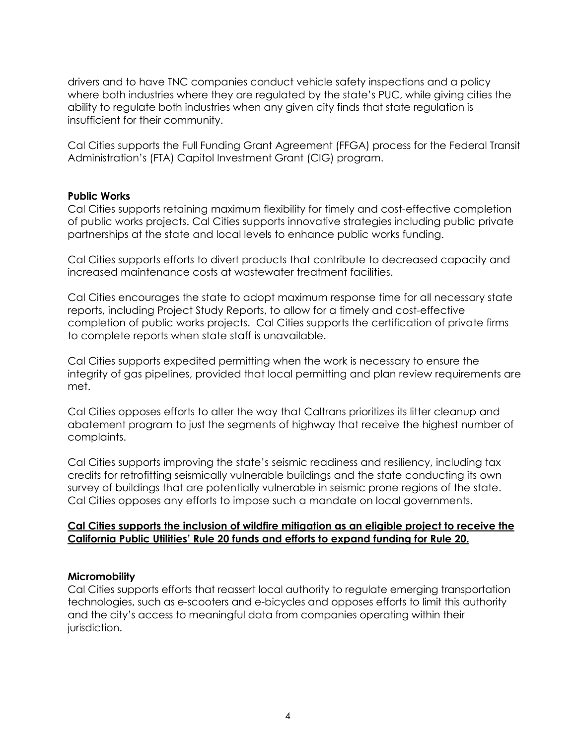drivers and to have TNC companies conduct vehicle safety inspections and a policy where both industries where they are regulated by the state's PUC, while giving cities the ability to regulate both industries when any given city finds that state regulation is insufficient for their community.

Cal Cities supports the Full Funding Grant Agreement (FFGA) process for the Federal Transit Administration's (FTA) Capitol Investment Grant (CIG) program.

**Public Works**

Cal Cities supports retaining maximum flexibility for timely and cost-effective completion of public works projects. Cal Cities supports innovative strategies including public private partnerships at the state and local levels to enhance public works funding.

Cal Cities supports efforts to divert products that contribute to decreased capacity and increased maintenance costs at wastewater treatment facilities.

Cal Cities encourages the state to adopt maximum response time for all necessary state reports, including Project Study Reports, to allow for a timely and cost-effective completion of public works projects. Cal Cities supports the certification of private firms to complete reports when state staff is unavailable.

Cal Cities supports expedited permitting when the work is necessary to ensure the integrity of gas pipelines, provided that local permitting and plan review requirements are met.

Cal Cities opposes efforts to alter the way that Caltrans prioritizes its litter cleanup and abatement program to just the segments of highway that receive the highest number of complaints.

Cal Cities supports improving the state's seismic readiness and resiliency, including tax credits for retrofitting seismically vulnerable buildings and the state conducting its own survey of buildings that are potentially vulnerable in seismic prone regions of the state. Cal Cities opposes any efforts to impose such a mandate on local governments.

**<u>Cal Cities supports the inclusion of wildfire mitigation as an eligible project to receive the California Public Utilities' Rule 20 funds and efforts to expand funding for Rule 20.</u>**

**Micromobility**

Cal Cities supports efforts that reassert local authority to regulate emerging transportation technologies, such as e-scooters and e-bicycles and opposes efforts to limit this authority and the city's access to meaningful data from companies operating within their jurisdiction.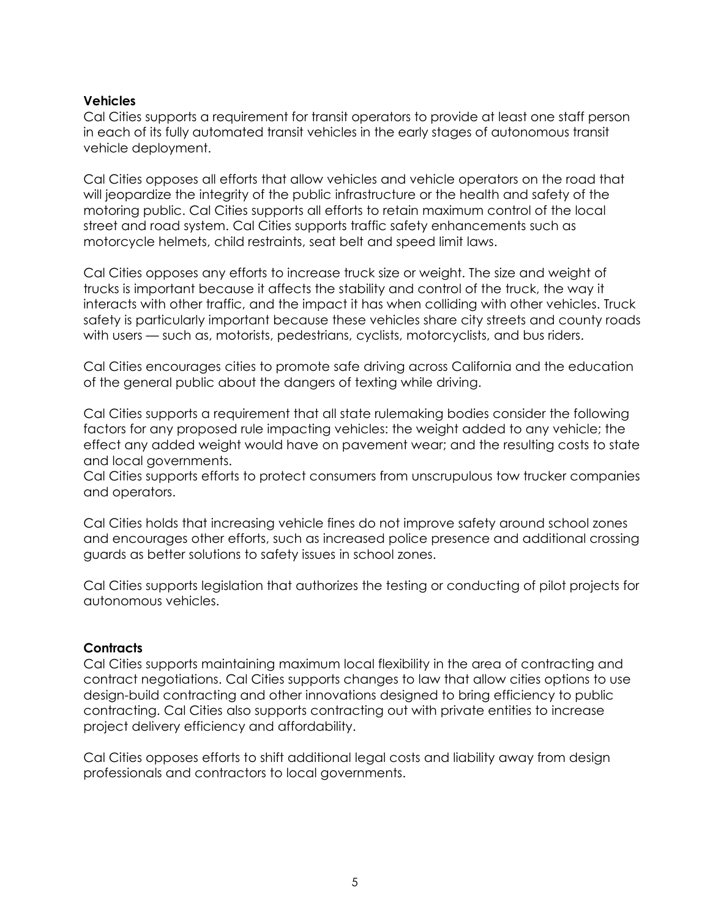**Vehicles**
Cal Cities supports a requirement for transit operators to provide at least one staff person in each of its fully automated transit vehicles in the early stages of autonomous transit vehicle deployment.

Cal Cities opposes all efforts that allow vehicles and vehicle operators on the road that will jeopardize the integrity of the public infrastructure or the health and safety of the motoring public. Cal Cities supports all efforts to retain maximum control of the local street and road system. Cal Cities supports traffic safety enhancements such as motorcycle helmets, child restraints, seat belt and speed limit laws.

Cal Cities opposes any efforts to increase truck size or weight. The size and weight of trucks is important because it affects the stability and control of the truck, the way it interacts with other traffic, and the impact it has when colliding with other vehicles. Truck safety is particularly important because these vehicles share city streets and county roads with users — such as, motorists, pedestrians, cyclists, motorcyclists, and bus riders.

Cal Cities encourages cities to promote safe driving across California and the education of the general public about the dangers of texting while driving.

Cal Cities supports a requirement that all state rulemaking bodies consider the following factors for any proposed rule impacting vehicles: the weight added to any vehicle; the effect any added weight would have on pavement wear; and the resulting costs to state and local governments.
Cal Cities supports efforts to protect consumers from unscrupulous tow trucker companies and operators.

Cal Cities holds that increasing vehicle fines do not improve safety around school zones and encourages other efforts, such as increased police presence and additional crossing guards as better solutions to safety issues in school zones.

Cal Cities supports legislation that authorizes the testing or conducting of pilot projects for autonomous vehicles.

**Contracts**
Cal Cities supports maintaining maximum local flexibility in the area of contracting and contract negotiations. Cal Cities supports changes to law that allow cities options to use design-build contracting and other innovations designed to bring efficiency to public contracting. Cal Cities also supports contracting out with private entities to increase project delivery efficiency and affordability.

Cal Cities opposes efforts to shift additional legal costs and liability away from design professionals and contractors to local governments.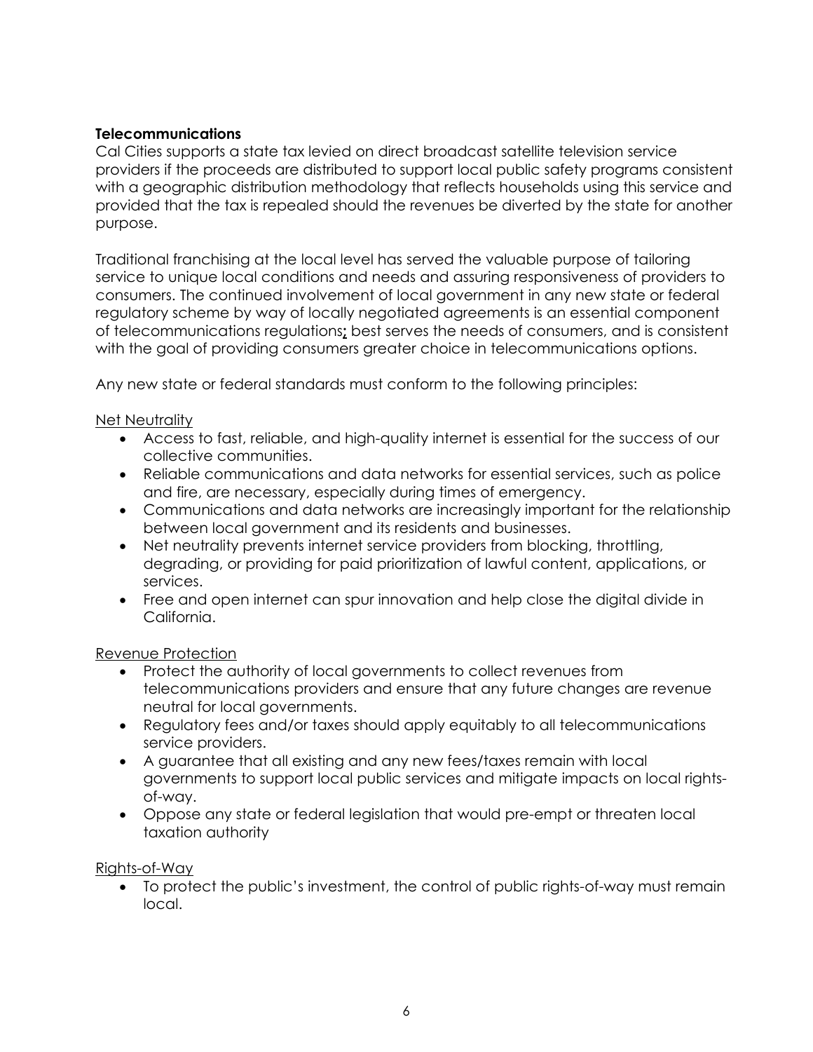**Telecommunications**

Cal Cities supports a state tax levied on direct broadcast satellite television service providers if the proceeds are distributed to support local public safety programs consistent with a geographic distribution methodology that reflects households using this service and provided that the tax is repealed should the revenues be diverted by the state for another purpose.

Traditional franchising at the local level has served the valuable purpose of tailoring service to unique local conditions and needs and assuring responsiveness of providers to consumers. The continued involvement of local government in any new state or federal regulatory scheme by way of locally negotiated agreements is an essential component of telecommunications regulations; best serves the needs of consumers, and is consistent with the goal of providing consumers greater choice in telecommunications options.

Any new state or federal standards must conform to the following principles:

Net Neutrality

- Access to fast, reliable, and high-quality internet is essential for the success of our collective communities.
- Reliable communications and data networks for essential services, such as police and fire, are necessary, especially during times of emergency.
- Communications and data networks are increasingly important for the relationship between local government and its residents and businesses.
- Net neutrality prevents internet service providers from blocking, throttling, degrading, or providing for paid prioritization of lawful content, applications, or services.
- Free and open internet can spur innovation and help close the digital divide in California.

Revenue Protection

- Protect the authority of local governments to collect revenues from telecommunications providers and ensure that any future changes are revenue neutral for local governments.
- Regulatory fees and/or taxes should apply equitably to all telecommunications service providers.
- A guarantee that all existing and any new fees/taxes remain with local governments to support local public services and mitigate impacts on local rights-of-way.
- Oppose any state or federal legislation that would pre-empt or threaten local taxation authority

Rights-of-Way

- To protect the public's investment, the control of public rights-of-way must remain local.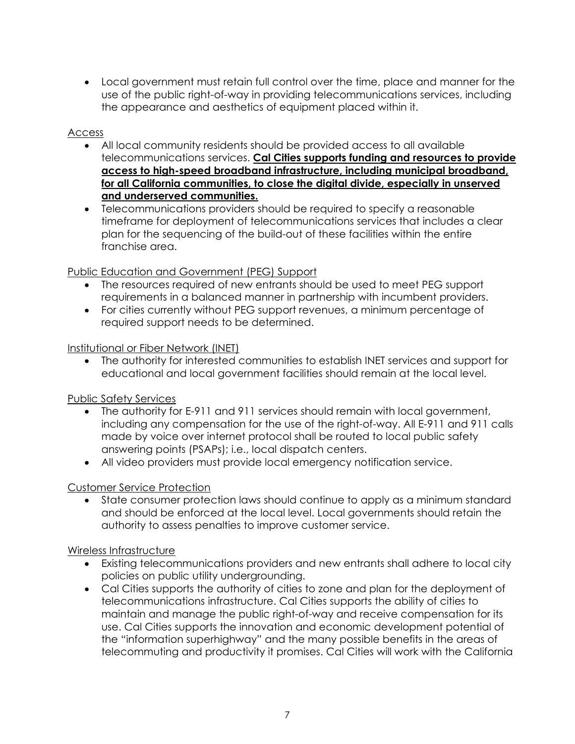- Local government must retain full control over the time, place and manner for the use of the public right-of-way in providing telecommunications services, including the appearance and aesthetics of equipment placed within it.

<u>Access</u>

- All local community residents should be provided access to all available telecommunications services. **<u>Cal Cities supports funding and resources to provide access to high-speed broadband infrastructure, including municipal broadband, for all California communities, to close the digital divide, especially in unserved and underserved communities.</u>**
- Telecommunications providers should be required to specify a reasonable timeframe for deployment of telecommunications services that includes a clear plan for the sequencing of the build-out of these facilities within the entire franchise area.

<u>Public Education and Government (PEG) Support</u>

- The resources required of new entrants should be used to meet PEG support requirements in a balanced manner in partnership with incumbent providers.
- For cities currently without PEG support revenues, a minimum percentage of required support needs to be determined.

<u>Institutional or Fiber Network (INET)</u>

- The authority for interested communities to establish INET services and support for educational and local government facilities should remain at the local level.

<u>Public Safety Services</u>

- The authority for E-911 and 911 services should remain with local government, including any compensation for the use of the right-of-way. All E-911 and 911 calls made by voice over internet protocol shall be routed to local public safety answering points (PSAPs); i.e., local dispatch centers.
- All video providers must provide local emergency notification service.

<u>Customer Service Protection</u>

- State consumer protection laws should continue to apply as a minimum standard and should be enforced at the local level. Local governments should retain the authority to assess penalties to improve customer service.

<u>Wireless Infrastructure</u>

- Existing telecommunications providers and new entrants shall adhere to local city policies on public utility undergrounding.
- Cal Cities supports the authority of cities to zone and plan for the deployment of telecommunications infrastructure. Cal Cities supports the ability of cities to maintain and manage the public right-of-way and receive compensation for its use. Cal Cities supports the innovation and economic development potential of the "information superhighway" and the many possible benefits in the areas of telecommuting and productivity it promises. Cal Cities will work with the California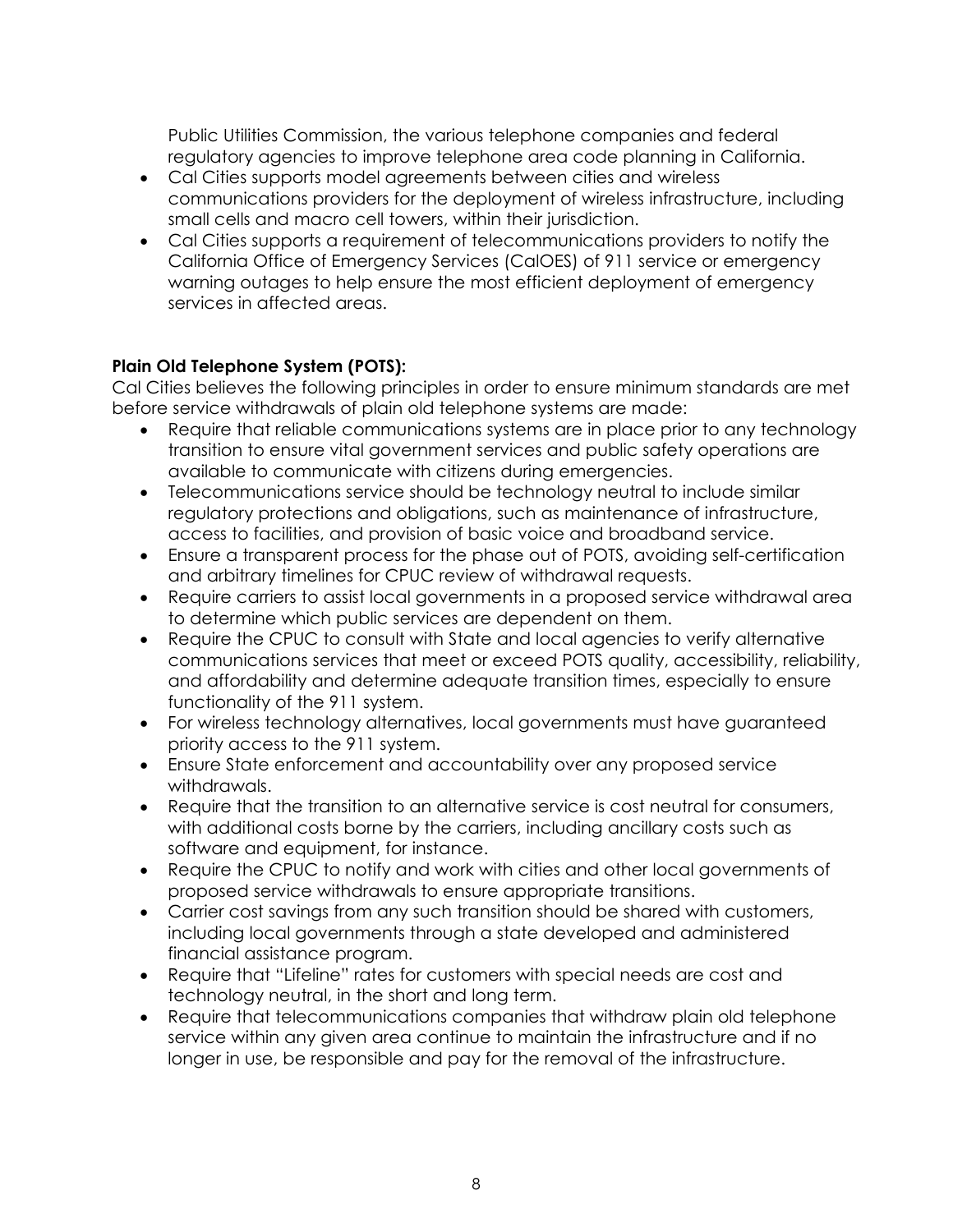Public Utilities Commission, the various telephone companies and federal regulatory agencies to improve telephone area code planning in California.

- Cal Cities supports model agreements between cities and wireless communications providers for the deployment of wireless infrastructure, including small cells and macro cell towers, within their jurisdiction.
- Cal Cities supports a requirement of telecommunications providers to notify the California Office of Emergency Services (CalOES) of 911 service or emergency warning outages to help ensure the most efficient deployment of emergency services in affected areas.

**Plain Old Telephone System (POTS):**

Cal Cities believes the following principles in order to ensure minimum standards are met before service withdrawals of plain old telephone systems are made:

- Require that reliable communications systems are in place prior to any technology transition to ensure vital government services and public safety operations are available to communicate with citizens during emergencies.
- Telecommunications service should be technology neutral to include similar regulatory protections and obligations, such as maintenance of infrastructure, access to facilities, and provision of basic voice and broadband service.
- Ensure a transparent process for the phase out of POTS, avoiding self-certification and arbitrary timelines for CPUC review of withdrawal requests.
- Require carriers to assist local governments in a proposed service withdrawal area to determine which public services are dependent on them.
- Require the CPUC to consult with State and local agencies to verify alternative communications services that meet or exceed POTS quality, accessibility, reliability, and affordability and determine adequate transition times, especially to ensure functionality of the 911 system.
- For wireless technology alternatives, local governments must have guaranteed priority access to the 911 system.
- Ensure State enforcement and accountability over any proposed service withdrawals.
- Require that the transition to an alternative service is cost neutral for consumers, with additional costs borne by the carriers, including ancillary costs such as software and equipment, for instance.
- Require the CPUC to notify and work with cities and other local governments of proposed service withdrawals to ensure appropriate transitions.
- Carrier cost savings from any such transition should be shared with customers, including local governments through a state developed and administered financial assistance program.
- Require that "Lifeline" rates for customers with special needs are cost and technology neutral, in the short and long term.
- Require that telecommunications companies that withdraw plain old telephone service within any given area continue to maintain the infrastructure and if no longer in use, be responsible and pay for the removal of the infrastructure.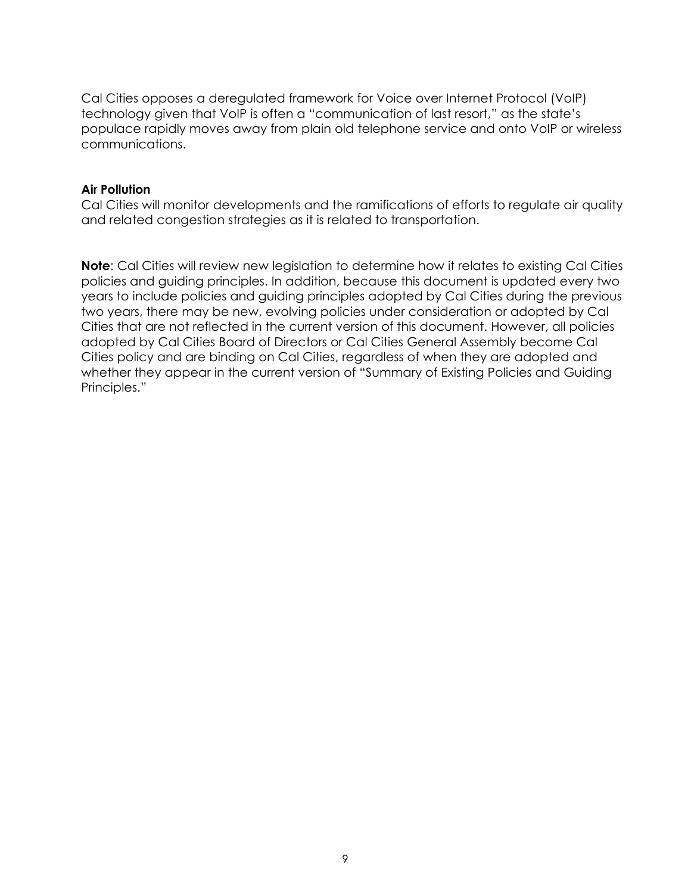Cal Cities opposes a deregulated framework for Voice over Internet Protocol (VoIP) technology given that VoIP is often a "communication of last resort," as the state's populace rapidly moves away from plain old telephone service and onto VoIP or wireless communications.

**Air Pollution**

Cal Cities will monitor developments and the ramifications of efforts to regulate air quality and related congestion strategies as it is related to transportation.

**Note**: Cal Cities will review new legislation to determine how it relates to existing Cal Cities policies and guiding principles. In addition, because this document is updated every two years to include policies and guiding principles adopted by Cal Cities during the previous two years, there may be new, evolving policies under consideration or adopted by Cal Cities that are not reflected in the current version of this document. However, all policies adopted by Cal Cities Board of Directors or Cal Cities General Assembly become Cal Cities policy and are binding on Cal Cities, regardless of when they are adopted and whether they appear in the current version of "Summary of Existing Policies and Guiding Principles."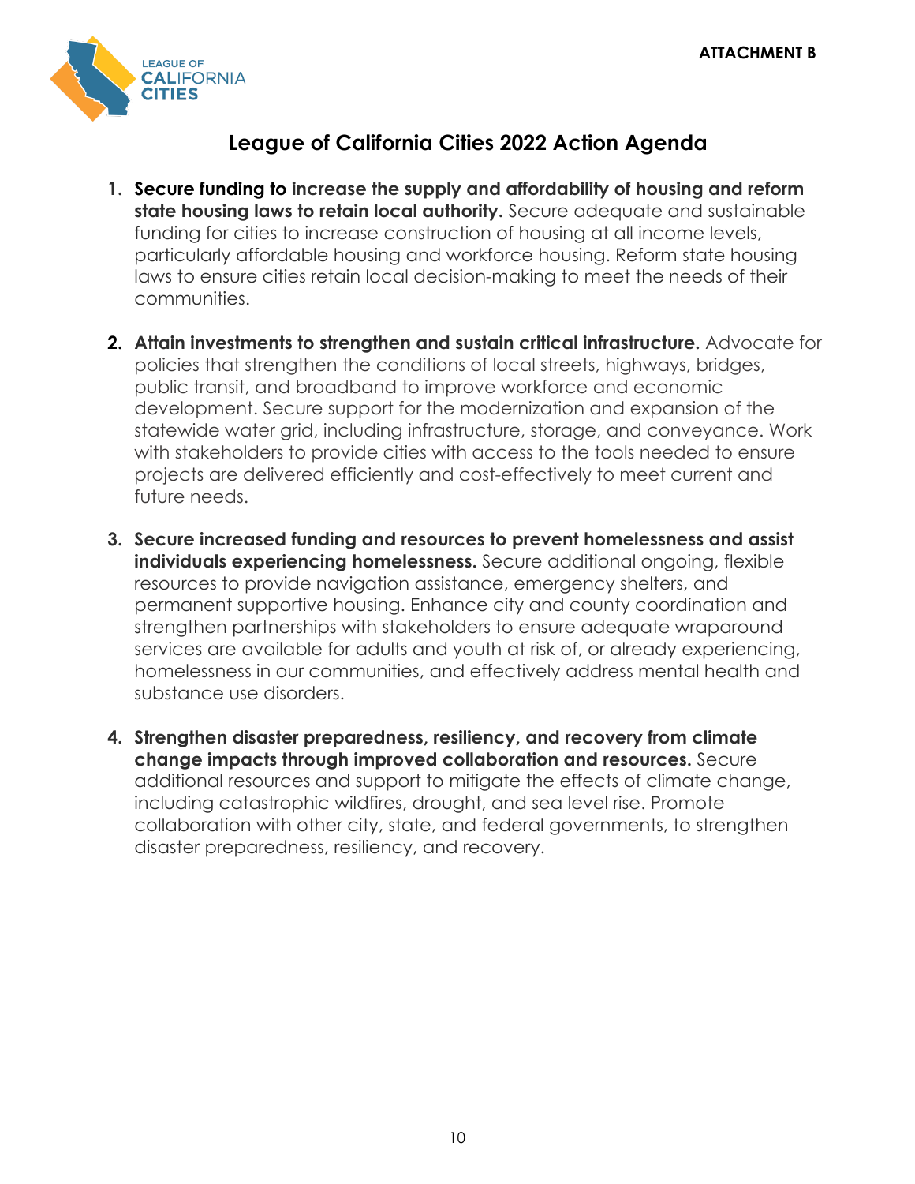ATTACHMENT B

LEAGUE OF CALIFORNIA CITIES

# League of California Cities 2022 Action Agenda

1. **Secure funding to increase the supply and affordability of housing and reform state housing laws to retain local authority.** Secure adequate and sustainable funding for cities to increase construction of housing at all income levels, particularly affordable housing and workforce housing. Reform state housing laws to ensure cities retain local decision-making to meet the needs of their communities.

2. **Attain investments to strengthen and sustain critical infrastructure.** Advocate for policies that strengthen the conditions of local streets, highways, bridges, public transit, and broadband to improve workforce and economic development. Secure support for the modernization and expansion of the statewide water grid, including infrastructure, storage, and conveyance. Work with stakeholders to provide cities with access to the tools needed to ensure projects are delivered efficiently and cost-effectively to meet current and future needs.

3. **Secure increased funding and resources to prevent homelessness and assist individuals experiencing homelessness.** Secure additional ongoing, flexible resources to provide navigation assistance, emergency shelters, and permanent supportive housing. Enhance city and county coordination and strengthen partnerships with stakeholders to ensure adequate wraparound services are available for adults and youth at risk of, or already experiencing, homelessness in our communities, and effectively address mental health and substance use disorders.

4. **Strengthen disaster preparedness, resiliency, and recovery from climate change impacts through improved collaboration and resources.** Secure additional resources and support to mitigate the effects of climate change, including catastrophic wildfires, drought, and sea level rise. Promote collaboration with other city, state, and federal governments, to strengthen disaster preparedness, resiliency, and recovery.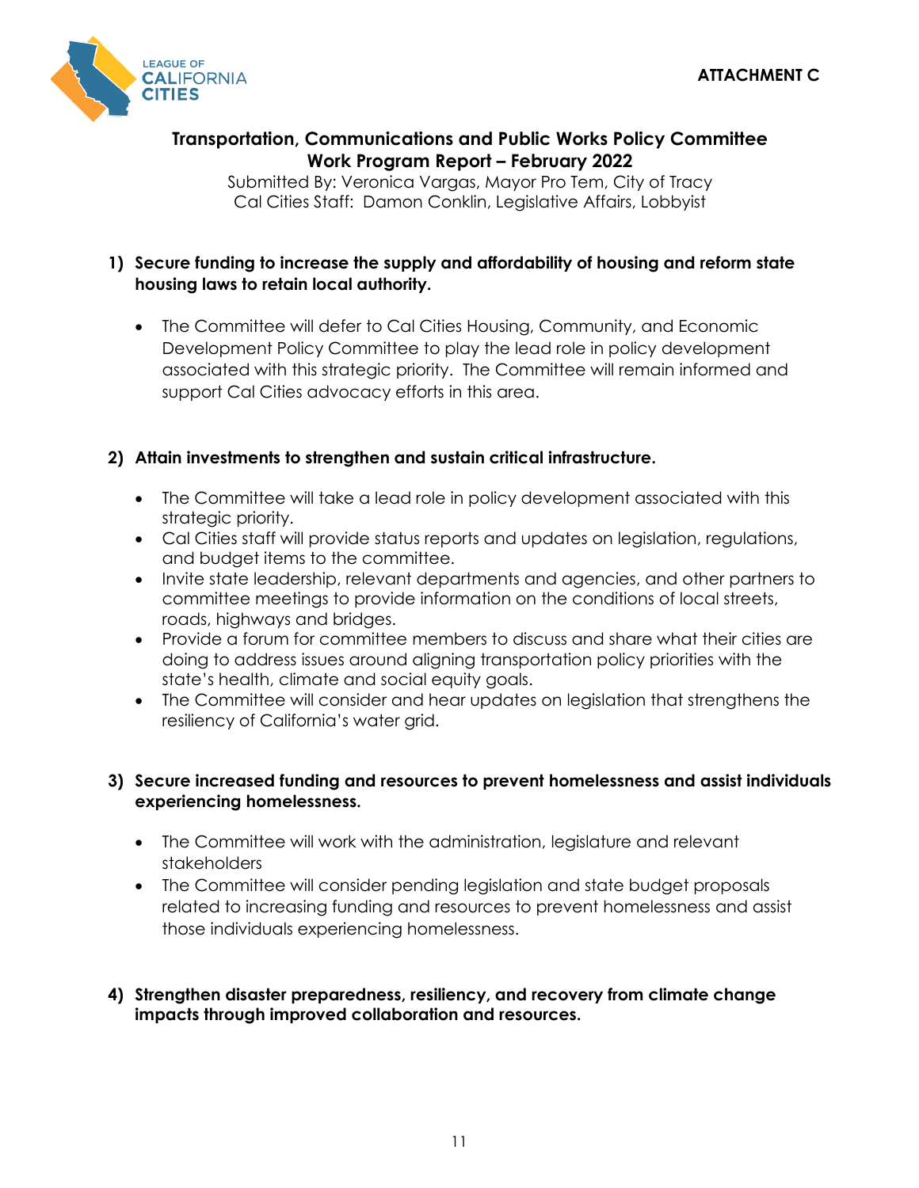**ATTACHMENT C**

## Transportation, Communications and Public Works Policy Committee Work Program Report – February 2022

Submitted By: Veronica Vargas, Mayor Pro Tem, City of Tracy
Cal Cities Staff: Damon Conklin, Legislative Affairs, Lobbyist

**1) Secure funding to increase the supply and affordability of housing and reform state housing laws to retain local authority.**

- The Committee will defer to Cal Cities Housing, Community, and Economic Development Policy Committee to play the lead role in policy development associated with this strategic priority. The Committee will remain informed and support Cal Cities advocacy efforts in this area.

**2) Attain investments to strengthen and sustain critical infrastructure.**

- The Committee will take a lead role in policy development associated with this strategic priority.
- Cal Cities staff will provide status reports and updates on legislation, regulations, and budget items to the committee.
- Invite state leadership, relevant departments and agencies, and other partners to committee meetings to provide information on the conditions of local streets, roads, highways and bridges.
- Provide a forum for committee members to discuss and share what their cities are doing to address issues around aligning transportation policy priorities with the state's health, climate and social equity goals.
- The Committee will consider and hear updates on legislation that strengthens the resiliency of California's water grid.

**3) Secure increased funding and resources to prevent homelessness and assist individuals experiencing homelessness.**

- The Committee will work with the administration, legislature and relevant stakeholders
- The Committee will consider pending legislation and state budget proposals related to increasing funding and resources to prevent homelessness and assist those individuals experiencing homelessness.

**4) Strengthen disaster preparedness, resiliency, and recovery from climate change impacts through improved collaboration and resources.**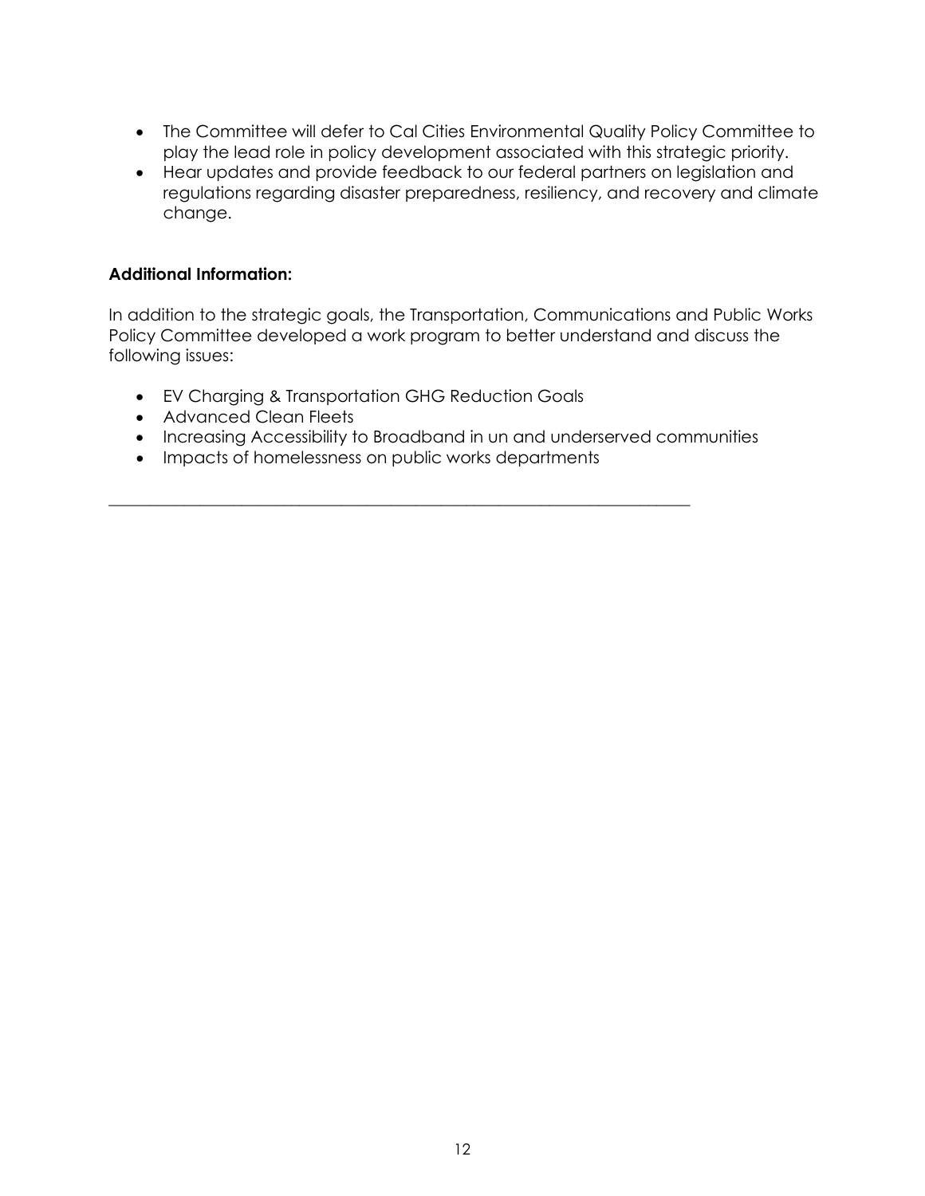- The Committee will defer to Cal Cities Environmental Quality Policy Committee to play the lead role in policy development associated with this strategic priority.
- Hear updates and provide feedback to our federal partners on legislation and regulations regarding disaster preparedness, resiliency, and recovery and climate change.

**Additional Information:**

In addition to the strategic goals, the Transportation, Communications and Public Works Policy Committee developed a work program to better understand and discuss the following issues:

- EV Charging & Transportation GHG Reduction Goals
- Advanced Clean Fleets
- Increasing Accessibility to Broadband in un and underserved communities
- Impacts of homelessness on public works departments

---